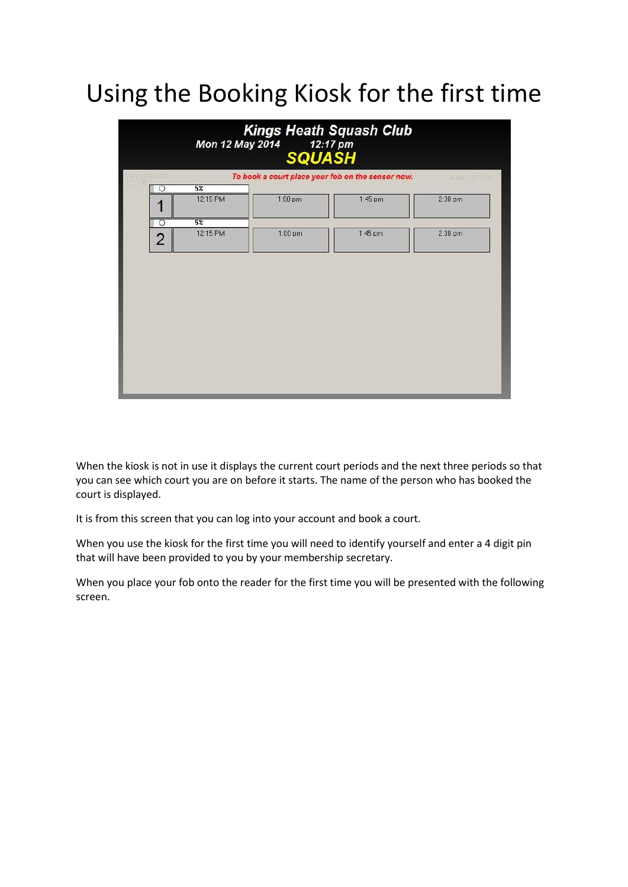# Using the Booking Kiosk for the first time

When the kiosk is not in use it displays the current court periods and the next three periods so that you can see which court you are on before it starts. The name of the person who has booked the court is displayed.

It is from this screen that you can log into your account and book a court.

When you use the kiosk for the first time you will need to identify yourself and enter a 4 digit pin that will have been provided to you by your membership secretary.

When you place your fob onto the reader for the first time you will be presented with the following screen.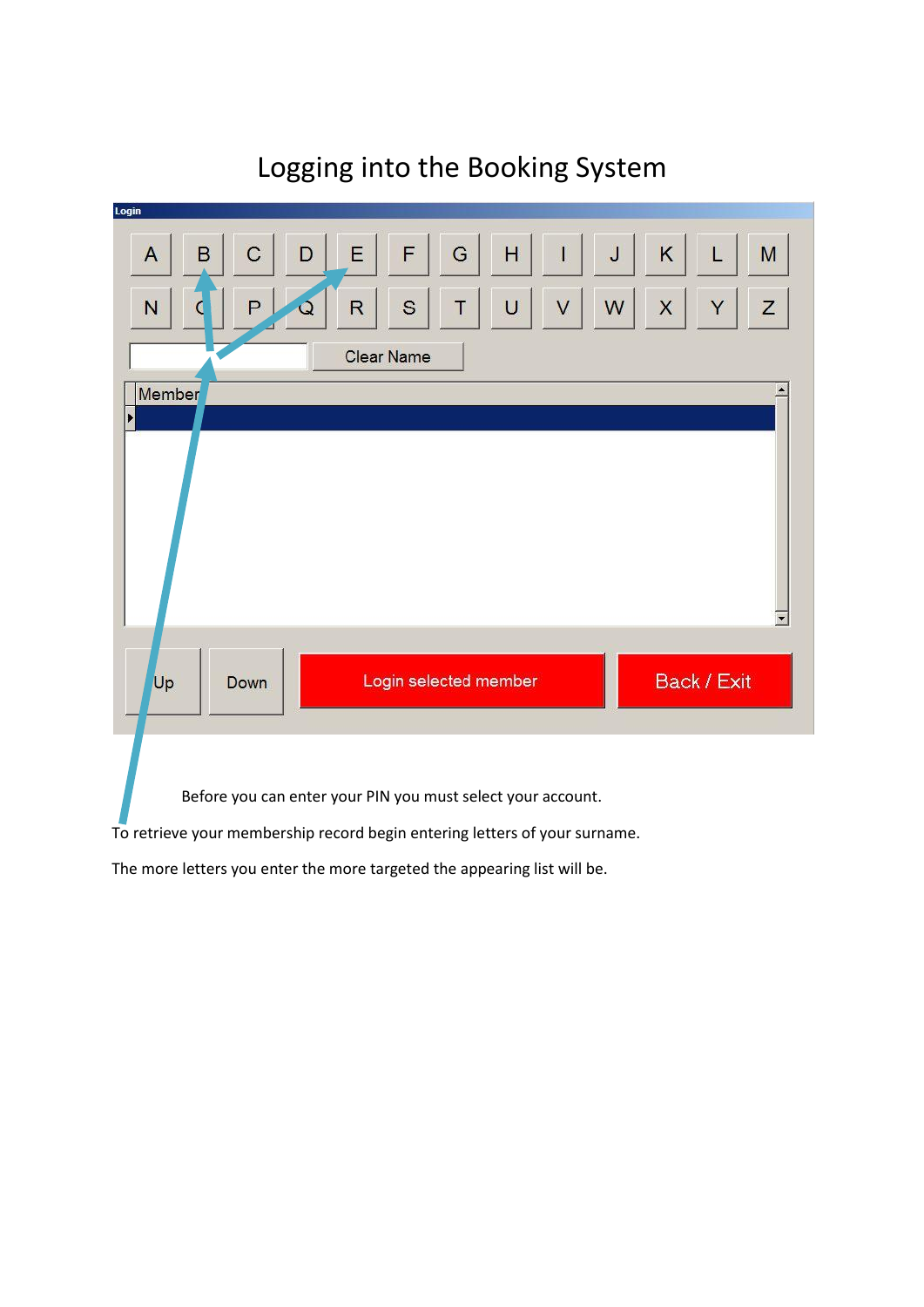# Logging into the Booking System

Before you can enter your PIN you must select your account.

To retrieve your membership record begin entering letters of your surname.

The more letters you enter the more targeted the appearing list will be.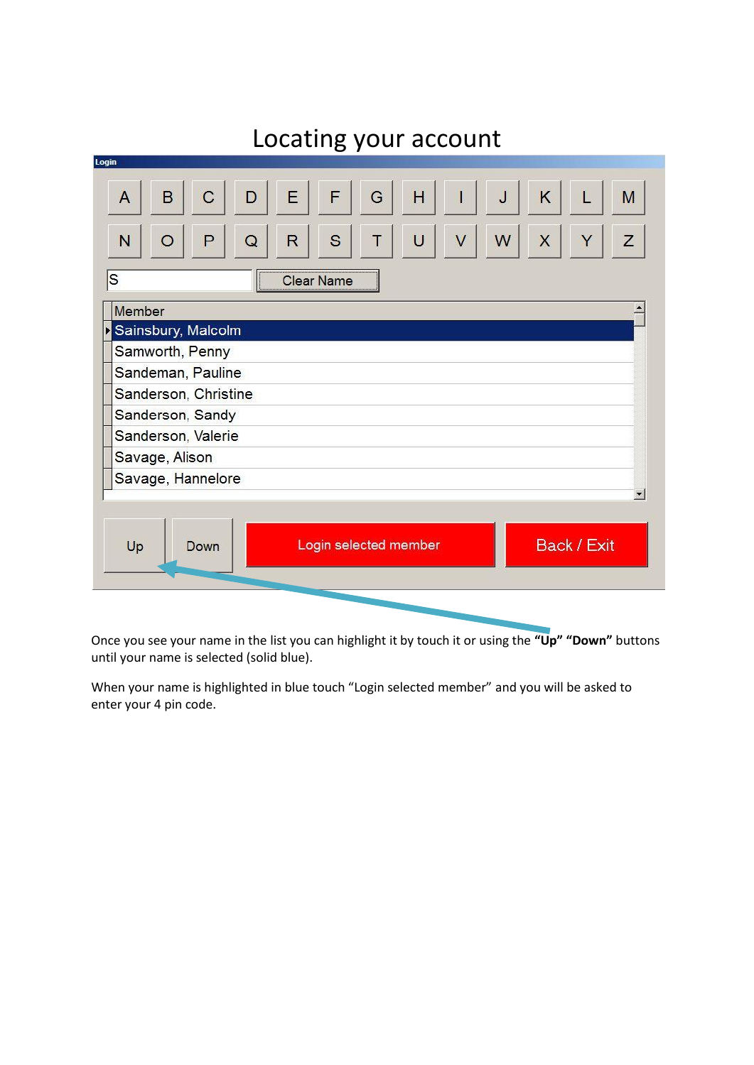# Locating your account

Login

| A | B | C | D | E | F | G | H | I | J | K | L | M |
|---|---|---|---|---|---|---|---|---|---|---|---|---|
| N | O | P | Q | R | S | T | U | V | W | X | Y | Z |

S  Clear Name

| Member |
|---|
| Sainsbury, Malcolm |
| Samworth, Penny |
| Sandeman, Pauline |
| Sanderson, Christine |
| Sanderson, Sandy |
| Sanderson, Valerie |
| Savage, Alison |
| Savage, Hannelore |

Up  Down  Login selected member  Back / Exit

Once you see your name in the list you can highlight it by touch it or using the **"Up" "Down"** buttons until your name is selected (solid blue).

When your name is highlighted in blue touch "Login selected member" and you will be asked to enter your 4 pin code.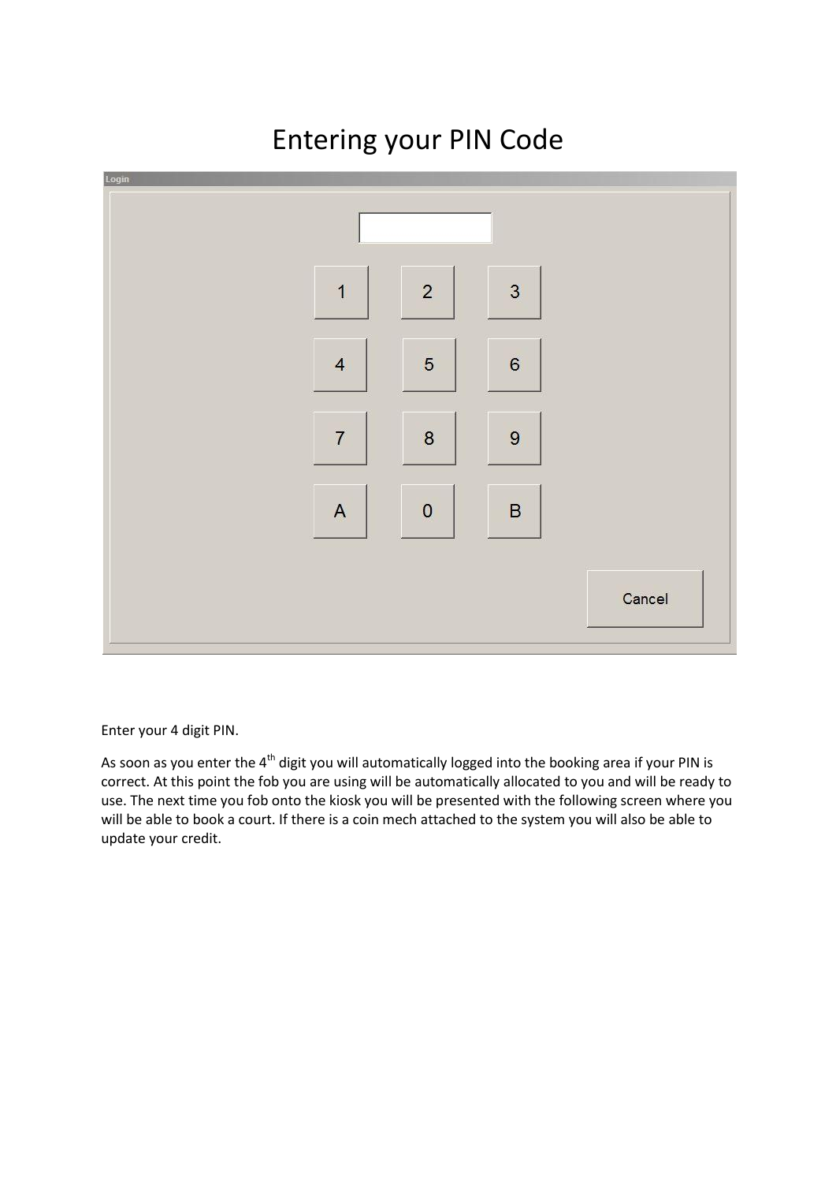# Entering your PIN Code

Enter your 4 digit PIN.

As soon as you enter the 4th digit you will automatically logged into the booking area if your PIN is correct. At this point the fob you are using will be automatically allocated to you and will be ready to use. The next time you fob onto the kiosk you will be presented with the following screen where you will be able to book a court. If there is a coin mech attached to the system you will also be able to update your credit.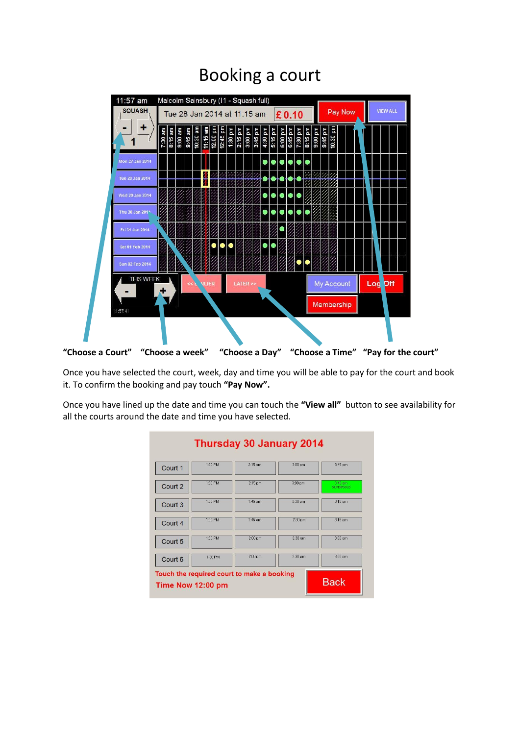# Booking a court

"Choose a Court" "Choose a week" "Choose a Day" "Choose a Time" "Pay for the court"

Once you have selected the court, week, day and time you will be able to pay for the court and book it. To confirm the booking and pay touch **"Pay Now".**

Once you have lined up the date and time you can touch the **"View all"** button to see availability for all the courts around the date and time you have selected.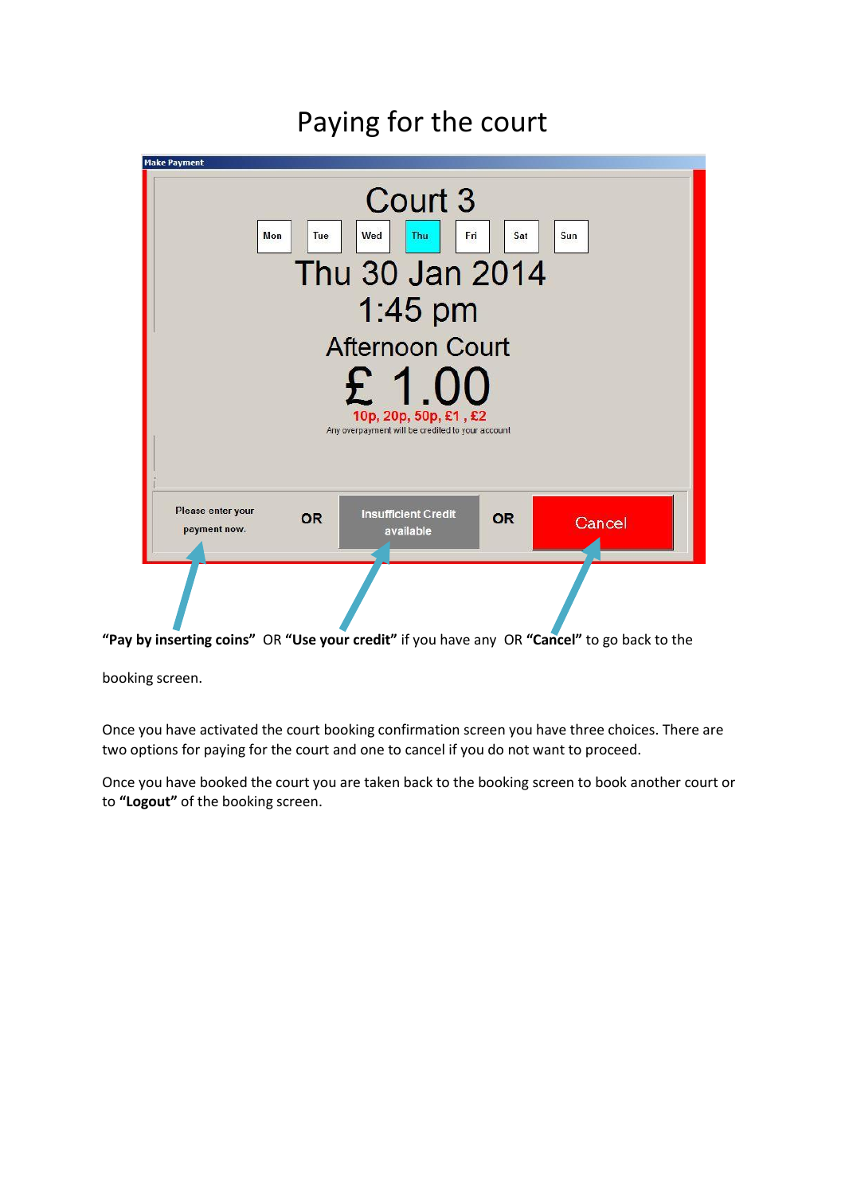# Paying for the court

Make Payment

Court 3

Mon Tue Wed Thu Fri Sat Sun

Thu 30 Jan 2014

1:45 pm

Afternoon Court

£ 1.00

10p, 20p, 50p, £1 , £2

Any overpayment will be credited to your account

Please enter your payment now. OR Insufficient Credit available OR Cancel

**"Pay by inserting coins"** OR **"Use your credit"** if you have any OR **"Cancel"** to go back to the booking screen.

Once you have activated the court booking confirmation screen you have three choices. There are two options for paying for the court and one to cancel if you do not want to proceed.

Once you have booked the court you are taken back to the booking screen to book another court or to **"Logout"** of the booking screen.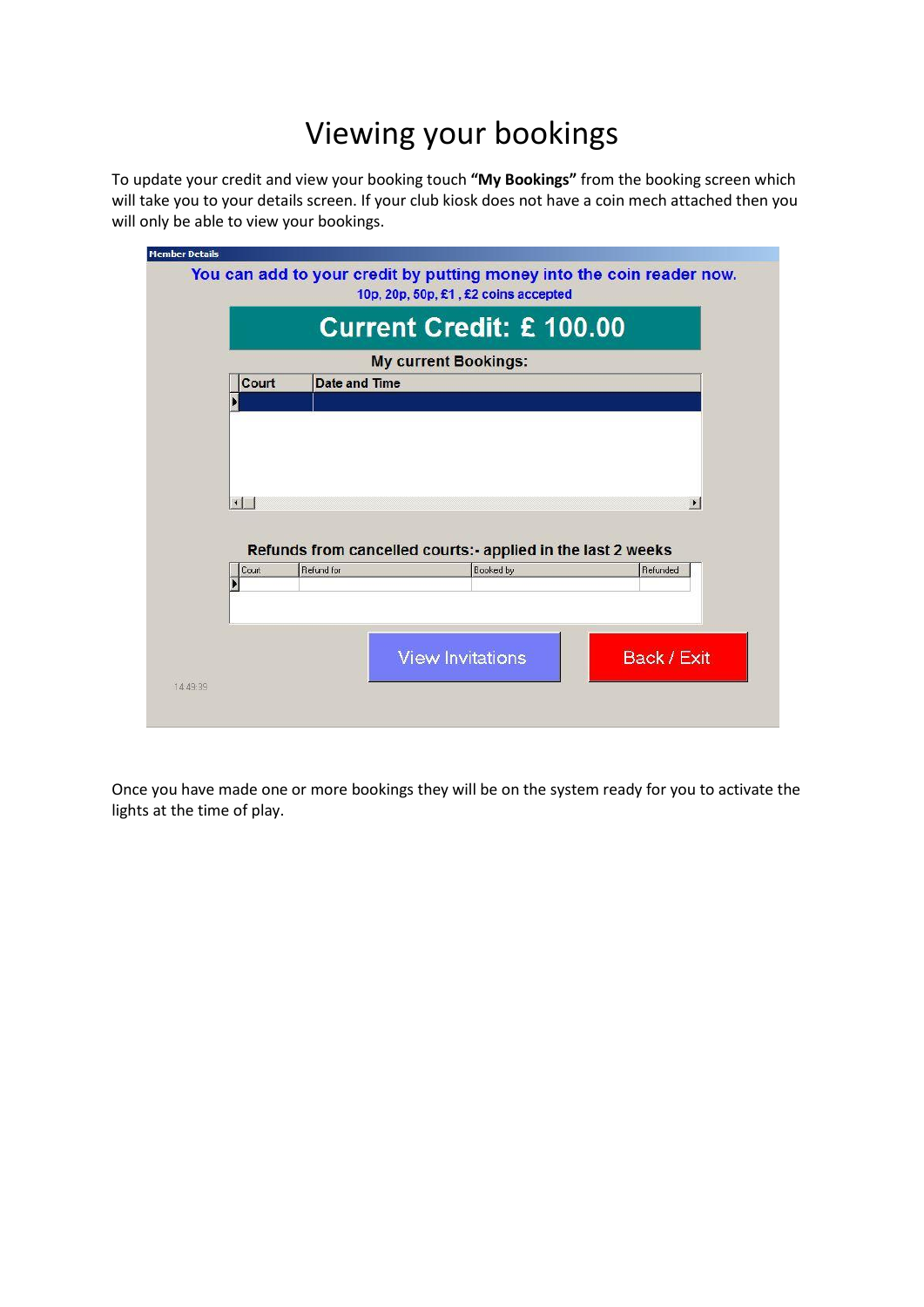# Viewing your bookings

To update your credit and view your booking touch **"My Bookings"** from the booking screen which will take you to your details screen. If your club kiosk does not have a coin mech attached then you will only be able to view your bookings.

Member Details

You can add to your credit by putting money into the coin reader now.
10p, 20p, 50p, £1 , £2 coins accepted

Current Credit: £ 100.00

My current Bookings:

| Court | Date and Time |
| --- | --- |
| | |

Refunds from cancelled courts:- applied in the last 2 weeks

| Court | Refund for | Booked by | Refunded |
| --- | --- | --- | --- |
| | | | |

View Invitations | Back / Exit

14:49:39

Once you have made one or more bookings they will be on the system ready for you to activate the lights at the time of play.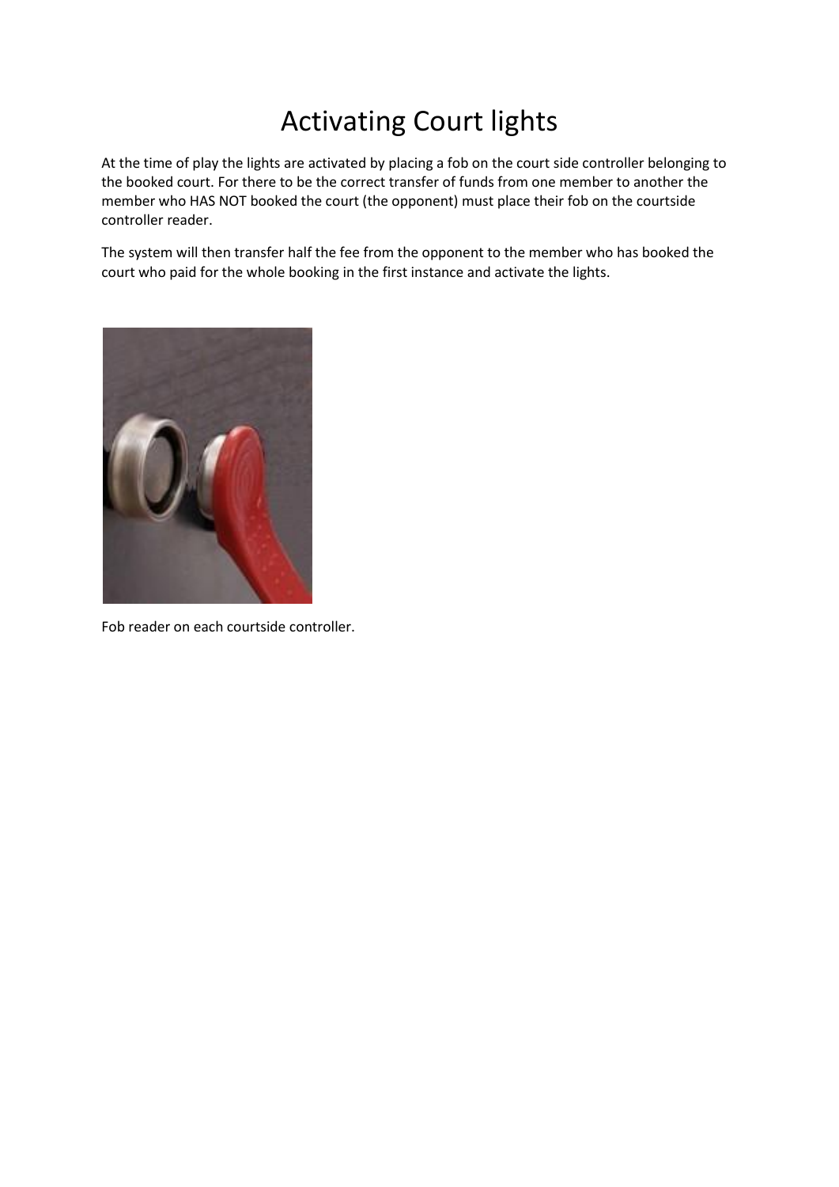# Activating Court lights

At the time of play the lights are activated by placing a fob on the court side controller belonging to the booked court. For there to be the correct transfer of funds from one member to another the member who HAS NOT booked the court (the opponent) must place their fob on the courtside controller reader.

The system will then transfer half the fee from the opponent to the member who has booked the court who paid for the whole booking in the first instance and activate the lights.

Fob reader on each courtside controller.